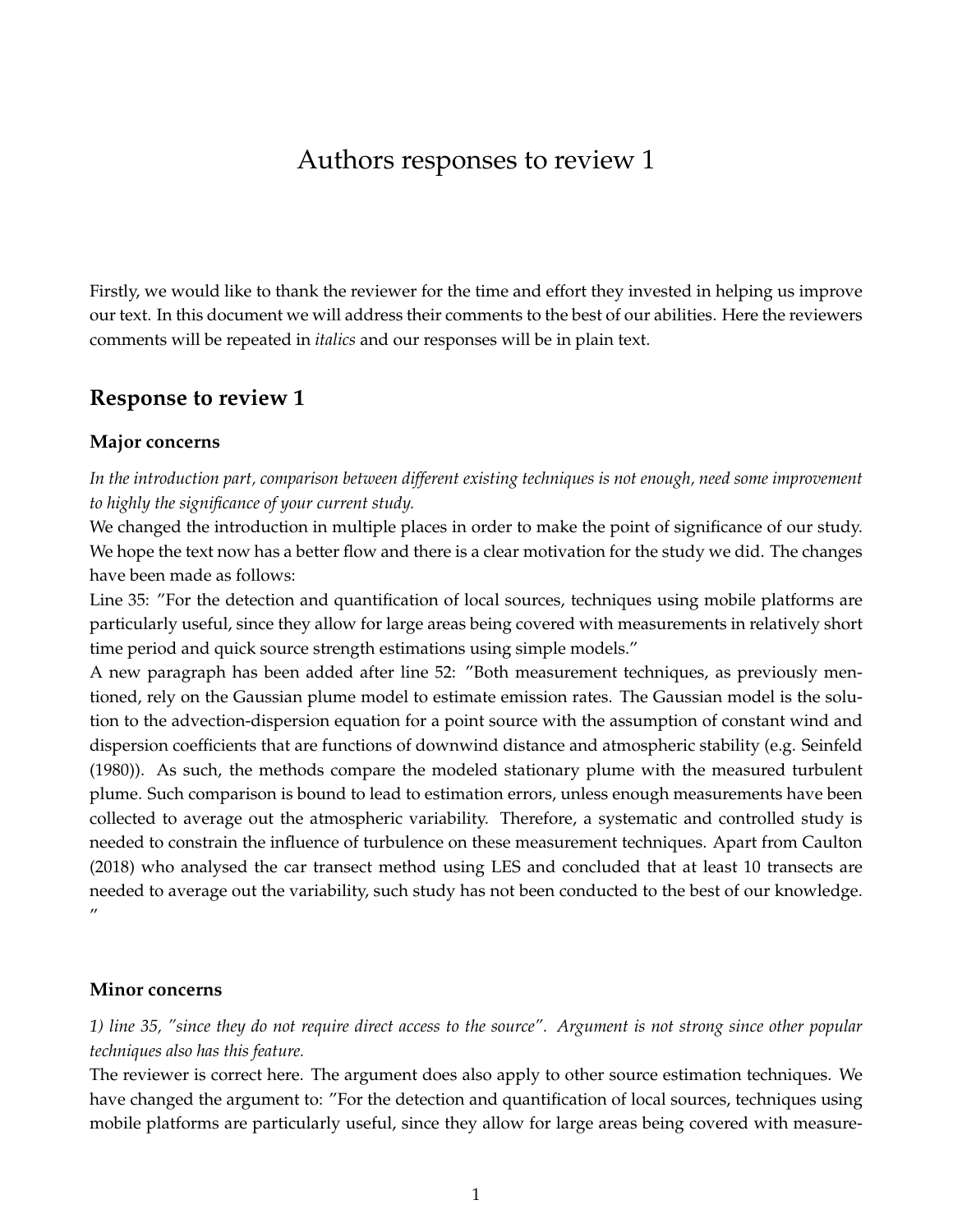# Authors responses to review 1

Firstly, we would like to thank the reviewer for the time and effort they invested in helping us improve our text. In this document we will address their comments to the best of our abilities. Here the reviewers comments will be repeated in *italics* and our responses will be in plain text.

## Response to review 1

### Major concerns

*In the introduction part, comparison between different existing techniques is not enough, need some improvement to highly the significance of your current study.*

We changed the introduction in multiple places in order to make the point of significance of our study. We hope the text now has a better flow and there is a clear motivation for the study we did. The changes have been made as follows:

Line 35: "For the detection and quantification of local sources, techniques using mobile platforms are particularly useful, since they allow for large areas being covered with measurements in relatively short time period and quick source strength estimations using simple models."

A new paragraph has been added after line 52: "Both measurement techniques, as previously mentioned, rely on the Gaussian plume model to estimate emission rates. The Gaussian model is the solution to the advection-dispersion equation for a point source with the assumption of constant wind and dispersion coefficients that are functions of downwind distance and atmospheric stability (e.g. Seinfeld (1980)). As such, the methods compare the modeled stationary plume with the measured turbulent plume. Such comparison is bound to lead to estimation errors, unless enough measurements have been collected to average out the atmospheric variability. Therefore, a systematic and controlled study is needed to constrain the influence of turbulence on these measurement techniques. Apart from Caulton (2018) who analysed the car transect method using LES and concluded that at least 10 transects are needed to average out the variability, such study has not been conducted to the best of our knowledge."

### Minor concerns

*1) line 35, "since they do not require direct access to the source". Argument is not strong since other popular techniques also has this feature.*

The reviewer is correct here. The argument does also apply to other source estimation techniques. We have changed the argument to: "For the detection and quantification of local sources, techniques using mobile platforms are particularly useful, since they allow for large areas being covered with measure-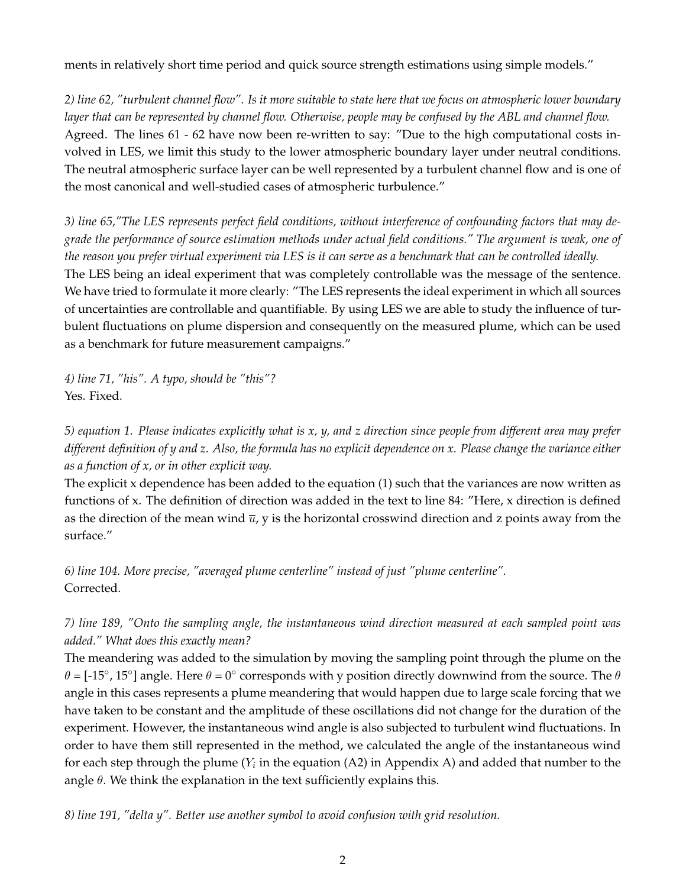ments in relatively short time period and quick source strength estimations using simple models."

*2) line 62, "turbulent channel flow". Is it more suitable to state here that we focus on atmospheric lower boundary layer that can be represented by channel flow. Otherwise, people may be confused by the ABL and channel flow.*
Agreed. The lines 61 - 62 have now been re-written to say: "Due to the high computational costs involved in LES, we limit this study to the lower atmospheric boundary layer under neutral conditions. The neutral atmospheric surface layer can be well represented by a turbulent channel flow and is one of the most canonical and well-studied cases of atmospheric turbulence."

*3) line 65,"The LES represents perfect field conditions, without interference of confounding factors that may degrade the performance of source estimation methods under actual field conditions." The argument is weak, one of the reason you prefer virtual experiment via LES is it can serve as a benchmark that can be controlled ideally.*
The LES being an ideal experiment that was completely controllable was the message of the sentence. We have tried to formulate it more clearly: "The LES represents the ideal experiment in which all sources of uncertainties are controllable and quantifiable. By using LES we are able to study the influence of turbulent fluctuations on plume dispersion and consequently on the measured plume, which can be used as a benchmark for future measurement campaigns."

*4) line 71, "his". A typo, should be "this"?*
Yes. Fixed.

*5) equation 1. Please indicates explicitly what is x, y, and z direction since people from different area may prefer different definition of y and z. Also, the formula has no explicit dependence on x. Please change the variance either as a function of x, or in other explicit way.*
The explicit x dependence has been added to the equation (1) such that the variances are now written as functions of x. The definition of direction was added in the text to line 84: "Here, x direction is defined as the direction of the mean wind $\overline{u}$, y is the horizontal crosswind direction and z points away from the surface."

*6) line 104. More precise, "averaged plume centerline" instead of just "plume centerline".*
Corrected.

*7) line 189, "Onto the sampling angle, the instantaneous wind direction measured at each sampled point was added." What does this exactly mean?*
The meandering was added to the simulation by moving the sampling point through the plume on the $\theta$ = [-15°, 15°] angle. Here $\theta$ = 0° corresponds with y position directly downwind from the source. The $\theta$ angle in this cases represents a plume meandering that would happen due to large scale forcing that we have taken to be constant and the amplitude of these oscillations did not change for the duration of the experiment. However, the instantaneous wind angle is also subjected to turbulent wind fluctuations. In order to have them still represented in the method, we calculated the angle of the instantaneous wind for each step through the plume ($Y_i$ in the equation (A2) in Appendix A) and added that number to the angle $\theta$. We think the explanation in the text sufficiently explains this.

*8) line 191, "delta y". Better use another symbol to avoid confusion with grid resolution.*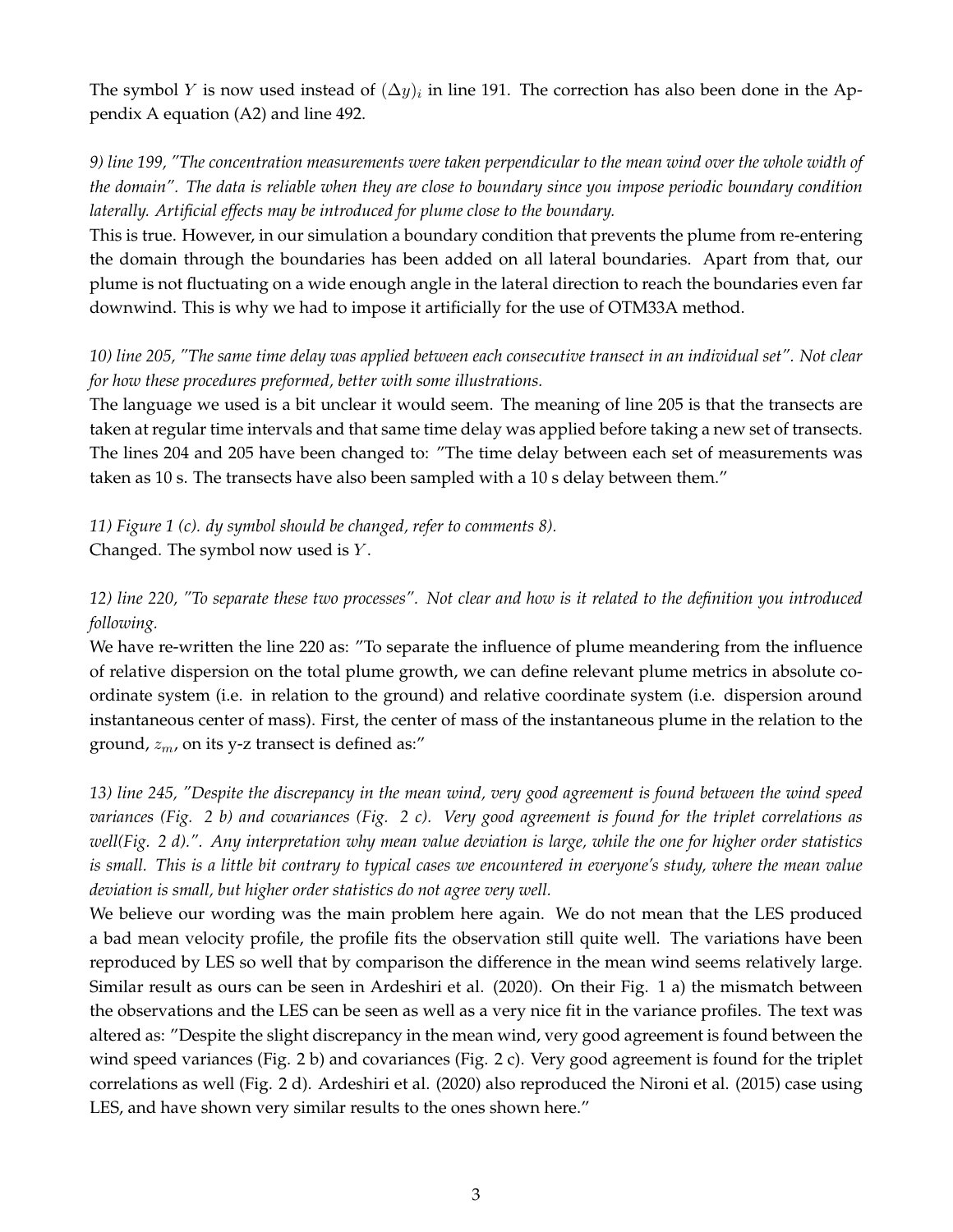The symbol $Y$ is now used instead of $(\Delta y)_i$ in line 191. The correction has also been done in the Appendix A equation (A2) and line 492.

*9) line 199, "The concentration measurements were taken perpendicular to the mean wind over the whole width of the domain". The data is reliable when they are close to boundary since you impose periodic boundary condition laterally. Artificial effects may be introduced for plume close to the boundary.*

This is true. However, in our simulation a boundary condition that prevents the plume from re-entering the domain through the boundaries has been added on all lateral boundaries. Apart from that, our plume is not fluctuating on a wide enough angle in the lateral direction to reach the boundaries even far downwind. This is why we had to impose it artificially for the use of OTM33A method.

*10) line 205, "The same time delay was applied between each consecutive transect in an individual set". Not clear for how these procedures preformed, better with some illustrations.*

The language we used is a bit unclear it would seem. The meaning of line 205 is that the transects are taken at regular time intervals and that same time delay was applied before taking a new set of transects. The lines 204 and 205 have been changed to: "The time delay between each set of measurements was taken as 10 s. The transects have also been sampled with a 10 s delay between them."

*11) Figure 1 (c). dy symbol should be changed, refer to comments 8).*

Changed. The symbol now used is $Y$.

*12) line 220, "To separate these two processes". Not clear and how is it related to the definition you introduced following.*

We have re-written the line 220 as: "To separate the influence of plume meandering from the influence of relative dispersion on the total plume growth, we can define relevant plume metrics in absolute coordinate system (i.e. in relation to the ground) and relative coordinate system (i.e. dispersion around instantaneous center of mass). First, the center of mass of the instantaneous plume in the relation to the ground, $z_m$, on its y-z transect is defined as:"

*13) line 245, "Despite the discrepancy in the mean wind, very good agreement is found between the wind speed variances (Fig. 2 b) and covariances (Fig. 2 c). Very good agreement is found for the triplet correlations as well(Fig. 2 d).". Any interpretation why mean value deviation is large, while the one for higher order statistics is small. This is a little bit contrary to typical cases we encountered in everyone's study, where the mean value deviation is small, but higher order statistics do not agree very well.*

We believe our wording was the main problem here again. We do not mean that the LES produced a bad mean velocity profile, the profile fits the observation still quite well. The variations have been reproduced by LES so well that by comparison the difference in the mean wind seems relatively large. Similar result as ours can be seen in Ardeshiri et al. (2020). On their Fig. 1 a) the mismatch between the observations and the LES can be seen as well as a very nice fit in the variance profiles. The text was altered as: "Despite the slight discrepancy in the mean wind, very good agreement is found between the wind speed variances (Fig. 2 b) and covariances (Fig. 2 c). Very good agreement is found for the triplet correlations as well (Fig. 2 d). Ardeshiri et al. (2020) also reproduced the Nironi et al. (2015) case using LES, and have shown very similar results to the ones shown here."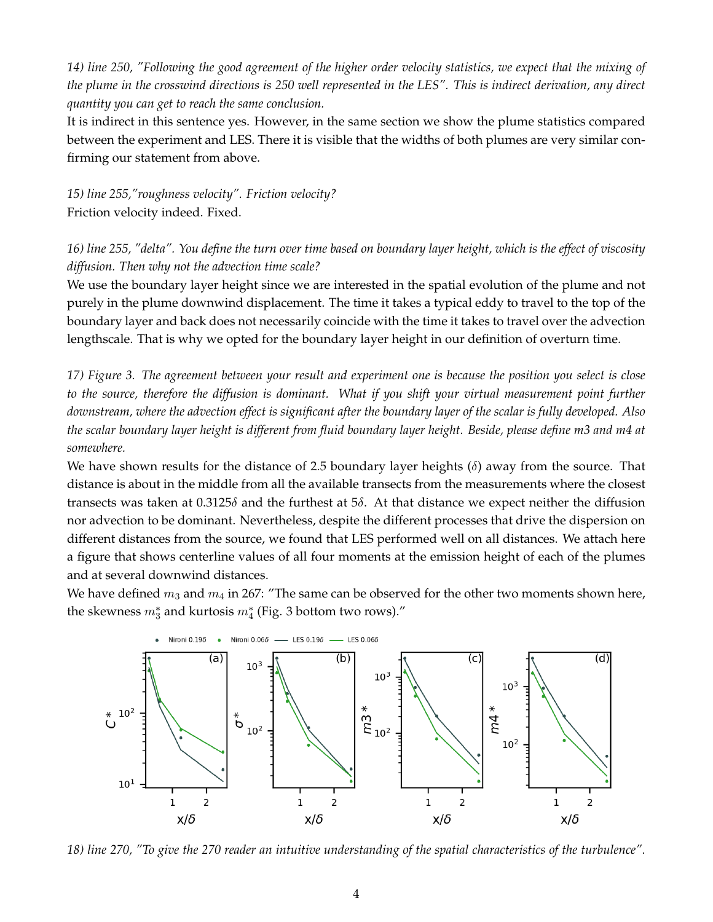*14) line 250, "Following the good agreement of the higher order velocity statistics, we expect that the mixing of the plume in the crosswind directions is 250 well represented in the LES". This is indirect derivation, any direct quantity you can get to reach the same conclusion.*

It is indirect in this sentence yes. However, in the same section we show the plume statistics compared between the experiment and LES. There it is visible that the widths of both plumes are very similar confirming our statement from above.

*15) line 255,"roughness velocity". Friction velocity?*

Friction velocity indeed. Fixed.

*16) line 255, "delta". You define the turn over time based on boundary layer height, which is the effect of viscosity diffusion. Then why not the advection time scale?*

We use the boundary layer height since we are interested in the spatial evolution of the plume and not purely in the plume downwind displacement. The time it takes a typical eddy to travel to the top of the boundary layer and back does not necessarily coincide with the time it takes to travel over the advection lengthscale. That is why we opted for the boundary layer height in our definition of overturn time.

*17) Figure 3. The agreement between your result and experiment one is because the position you select is close to the source, therefore the diffusion is dominant. What if you shift your virtual measurement point further downstream, where the advection effect is significant after the boundary layer of the scalar is fully developed. Also the scalar boundary layer height is different from fluid boundary layer height. Beside, please define m3 and m4 at somewhere.*

We have shown results for the distance of 2.5 boundary layer heights ($\delta$) away from the source. That distance is about in the middle from all the available transects from the measurements where the closest transects was taken at $0.3125\delta$ and the furthest at $5\delta$. At that distance we expect neither the diffusion nor advection to be dominant. Nevertheless, despite the different processes that drive the dispersion on different distances from the source, we found that LES performed well on all distances. We attach here a figure that shows centerline values of all four moments at the emission height of each of the plumes and at several downwind distances.

We have defined $m_3$ and $m_4$ in 267: "The same can be observed for the other two moments shown here, the skewness $m_3^*$ and kurtosis $m_4^*$ (Fig. 3 bottom two rows)."

*18) line 270, "To give the 270 reader an intuitive understanding of the spatial characteristics of the turbulence".*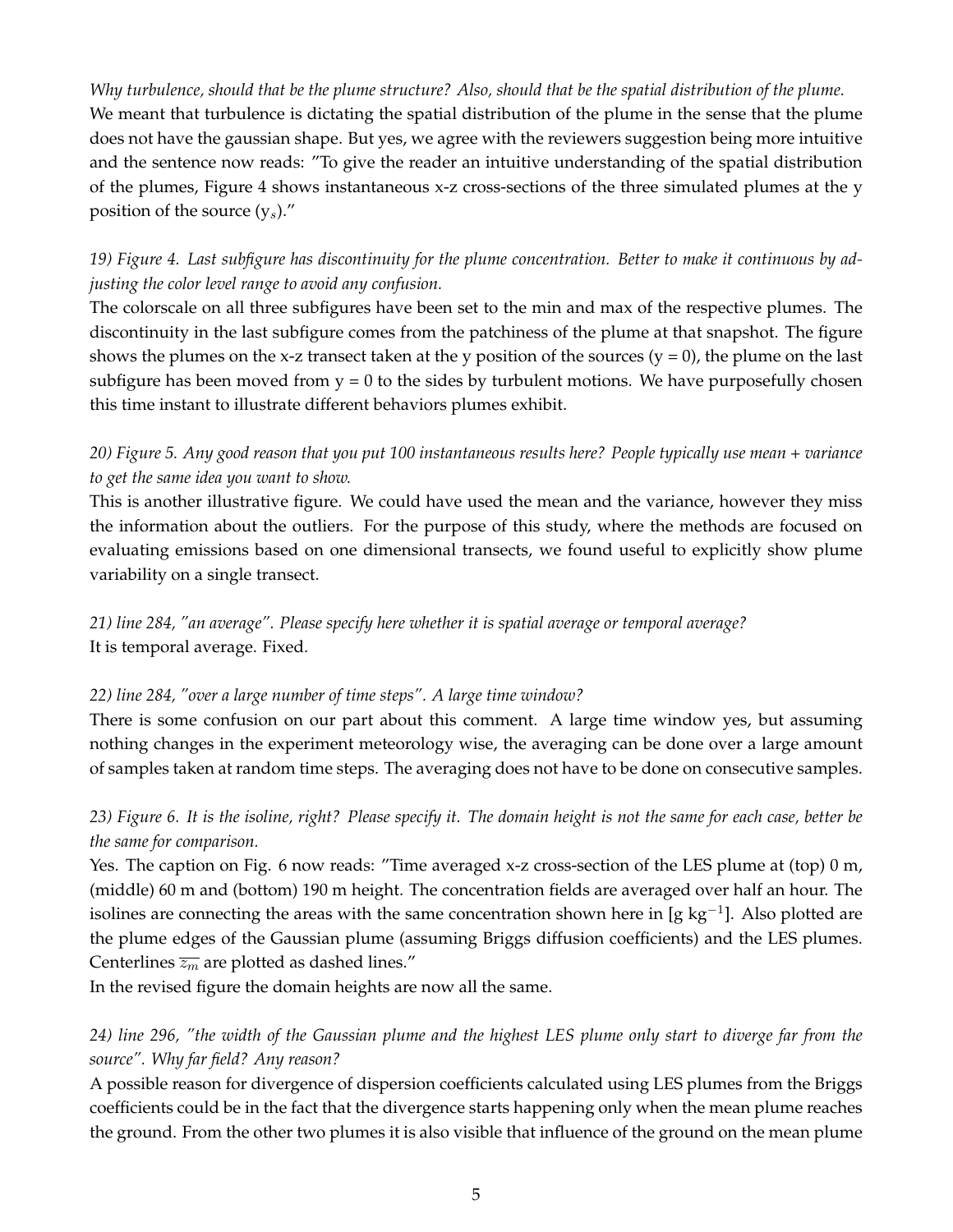*Why turbulence, should that be the plume structure? Also, should that be the spatial distribution of the plume.*
We meant that turbulence is dictating the spatial distribution of the plume in the sense that the plume does not have the gaussian shape. But yes, we agree with the reviewers suggestion being more intuitive and the sentence now reads: "To give the reader an intuitive understanding of the spatial distribution of the plumes, Figure 4 shows instantaneous x-z cross-sections of the three simulated plumes at the y position of the source ($y_s$)."

*19) Figure 4. Last subfigure has discontinuity for the plume concentration. Better to make it continuous by adjusting the color level range to avoid any confusion.*
The colorscale on all three subfigures have been set to the min and max of the respective plumes. The discontinuity in the last subfigure comes from the patchiness of the plume at that snapshot. The figure shows the plumes on the x-z transect taken at the y position of the sources (y = 0), the plume on the last subfigure has been moved from y = 0 to the sides by turbulent motions. We have purposefully chosen this time instant to illustrate different behaviors plumes exhibit.

*20) Figure 5. Any good reason that you put 100 instantaneous results here? People typically use mean + variance to get the same idea you want to show.*
This is another illustrative figure. We could have used the mean and the variance, however they miss the information about the outliers. For the purpose of this study, where the methods are focused on evaluating emissions based on one dimensional transects, we found useful to explicitly show plume variability on a single transect.

*21) line 284, "an average". Please specify here whether it is spatial average or temporal average?*
It is temporal average. Fixed.

*22) line 284, "over a large number of time steps". A large time window?*
There is some confusion on our part about this comment. A large time window yes, but assuming nothing changes in the experiment meteorology wise, the averaging can be done over a large amount of samples taken at random time steps. The averaging does not have to be done on consecutive samples.

*23) Figure 6. It is the isoline, right? Please specify it. The domain height is not the same for each case, better be the same for comparison.*
Yes. The caption on Fig. 6 now reads: "Time averaged x-z cross-section of the LES plume at (top) 0 m, (middle) 60 m and (bottom) 190 m height. The concentration fields are averaged over half an hour. The isolines are connecting the areas with the same concentration shown here in [g kg$^{-1}$]. Also plotted are the plume edges of the Gaussian plume (assuming Briggs diffusion coefficients) and the LES plumes. Centerlines $\overline{z_m}$ are plotted as dashed lines."
In the revised figure the domain heights are now all the same.

*24) line 296, "the width of the Gaussian plume and the highest LES plume only start to diverge far from the source". Why far field? Any reason?*
A possible reason for divergence of dispersion coefficients calculated using LES plumes from the Briggs coefficients could be in the fact that the divergence starts happening only when the mean plume reaches the ground. From the other two plumes it is also visible that influence of the ground on the mean plume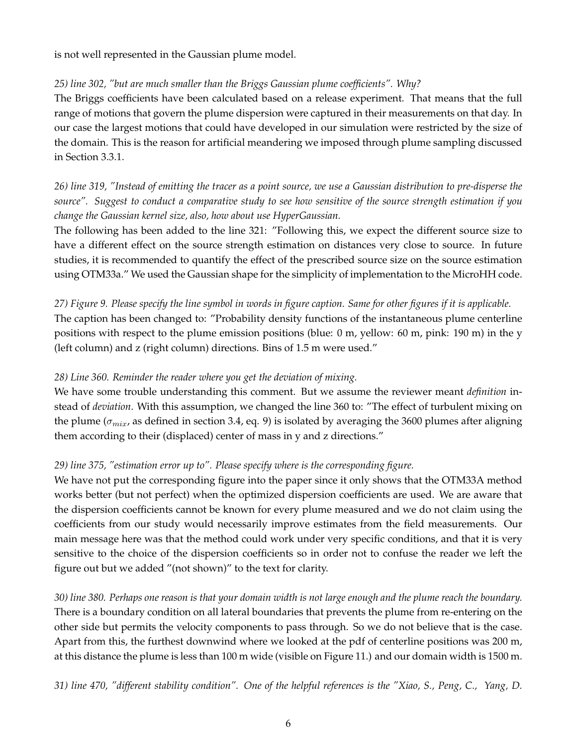is not well represented in the Gaussian plume model.

*25) line 302, "but are much smaller than the Briggs Gaussian plume coefficients". Why?*

The Briggs coefficients have been calculated based on a release experiment. That means that the full range of motions that govern the plume dispersion were captured in their measurements on that day. In our case the largest motions that could have developed in our simulation were restricted by the size of the domain. This is the reason for artificial meandering we imposed through plume sampling discussed in Section 3.3.1.

*26) line 319, "Instead of emitting the tracer as a point source, we use a Gaussian distribution to pre-disperse the source". Suggest to conduct a comparative study to see how sensitive of the source strength estimation if you change the Gaussian kernel size, also, how about use HyperGaussian.*

The following has been added to the line 321: "Following this, we expect the different source size to have a different effect on the source strength estimation on distances very close to source. In future studies, it is recommended to quantify the effect of the prescribed source size on the source estimation using OTM33a." We used the Gaussian shape for the simplicity of implementation to the MicroHH code.

*27) Figure 9. Please specify the line symbol in words in figure caption. Same for other figures if it is applicable.*

The caption has been changed to: "Probability density functions of the instantaneous plume centerline positions with respect to the plume emission positions (blue: 0 m, yellow: 60 m, pink: 190 m) in the y (left column) and z (right column) directions. Bins of 1.5 m were used."

*28) Line 360. Reminder the reader where you get the deviation of mixing.*

We have some trouble understanding this comment. But we assume the reviewer meant *definition* instead of *deviation*. With this assumption, we changed the line 360 to: "The effect of turbulent mixing on the plume ($\sigma_{mix}$, as defined in section 3.4, eq. 9) is isolated by averaging the 3600 plumes after aligning them according to their (displaced) center of mass in y and z directions."

*29) line 375, "estimation error up to". Please specify where is the corresponding figure.*

We have not put the corresponding figure into the paper since it only shows that the OTM33A method works better (but not perfect) when the optimized dispersion coefficients are used. We are aware that the dispersion coefficients cannot be known for every plume measured and we do not claim using the coefficients from our study would necessarily improve estimates from the field measurements. Our main message here was that the method could work under very specific conditions, and that it is very sensitive to the choice of the dispersion coefficients so in order not to confuse the reader we left the figure out but we added "(not shown)" to the text for clarity.

*30) line 380. Perhaps one reason is that your domain width is not large enough and the plume reach the boundary.*

There is a boundary condition on all lateral boundaries that prevents the plume from re-entering on the other side but permits the velocity components to pass through. So we do not believe that is the case. Apart from this, the furthest downwind where we looked at the pdf of centerline positions was 200 m, at this distance the plume is less than 100 m wide (visible on Figure 11.) and our domain width is 1500 m.

*31) line 470, "different stability condition". One of the helpful references is the "Xiao, S., Peng, C., Yang, D.*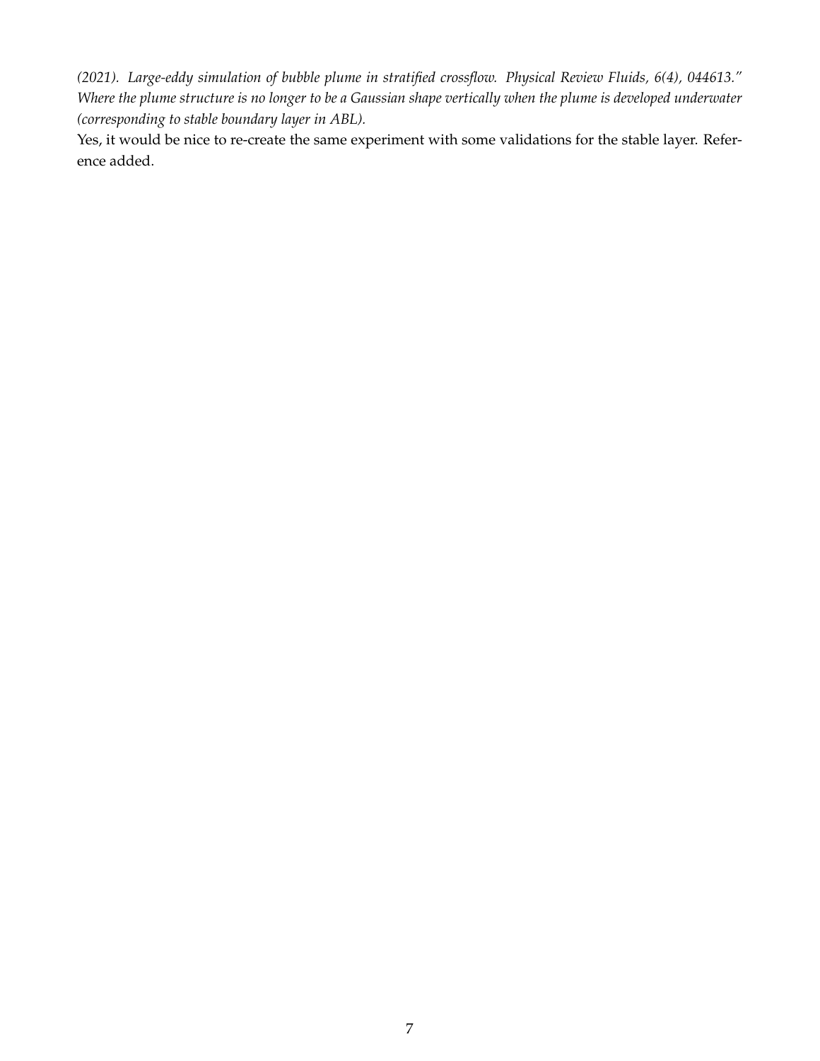*(2021). Large-eddy simulation of bubble plume in stratified crossflow. Physical Review Fluids, 6(4), 044613." Where the plume structure is no longer to be a Gaussian shape vertically when the plume is developed underwater (corresponding to stable boundary layer in ABL).*

Yes, it would be nice to re-create the same experiment with some validations for the stable layer. Reference added.